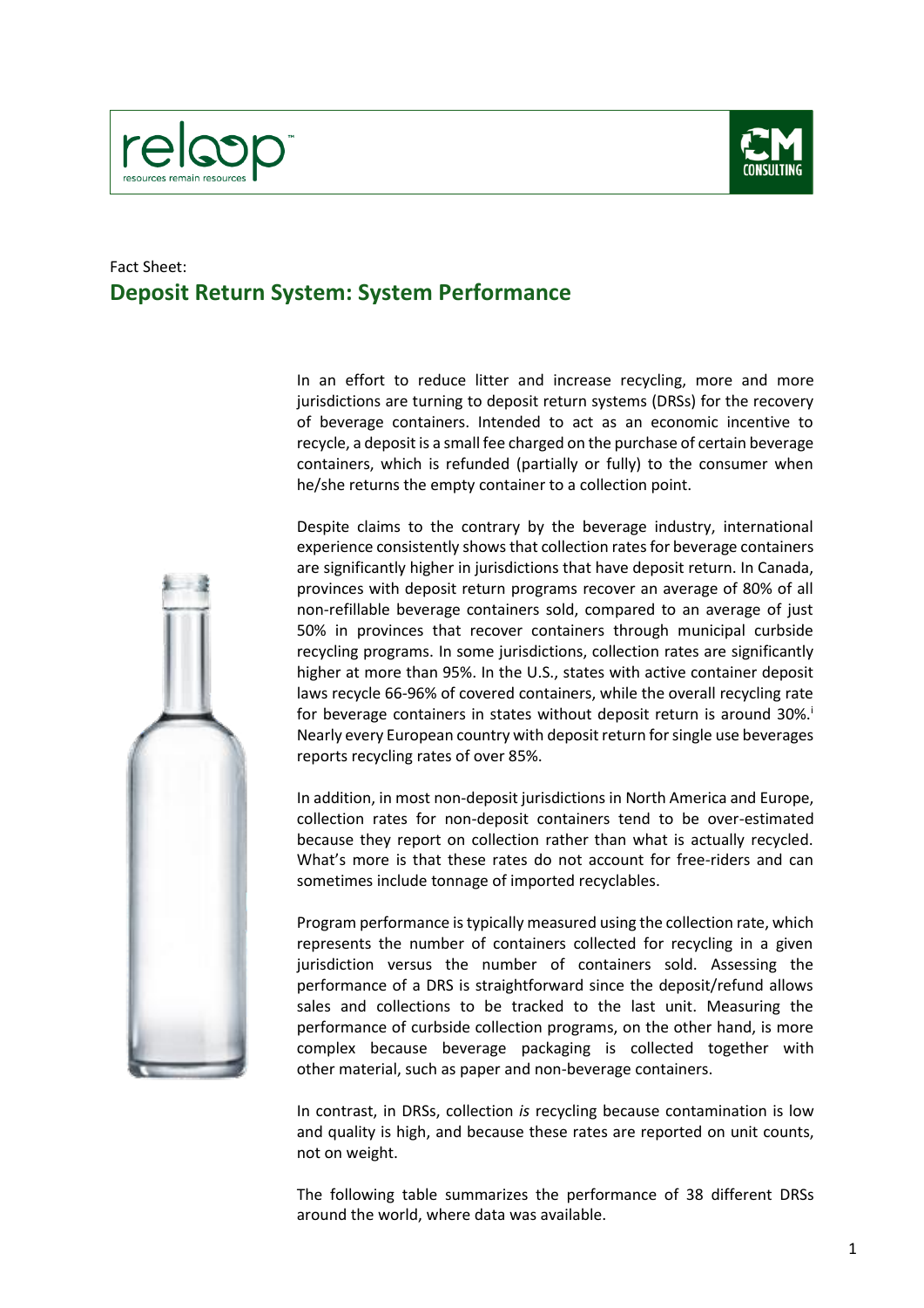Fact Sheet:

# Deposit Return System: System Performance

In an effort to reduce litter and increase recycling, more and more jurisdictions are turning to deposit return systems (DRSs) for the recovery of beverage containers. Intended to act as an economic incentive to recycle, a deposit is a small fee charged on the purchase of certain beverage containers, which is refunded (partially or fully) to the consumer when he/she returns the empty container to a collection point.

Despite claims to the contrary by the beverage industry, international experience consistently shows that collection rates for beverage containers are significantly higher in jurisdictions that have deposit return. In Canada, provinces with deposit return programs recover an average of 80% of all non-refillable beverage containers sold, compared to an average of just 50% in provinces that recover containers through municipal curbside recycling programs. In some jurisdictions, collection rates are significantly higher at more than 95%. In the U.S., states with active container deposit laws recycle 66-96% of covered containers, while the overall recycling rate for beverage containers in states without deposit return is around 30%.[i] Nearly every European country with deposit return for single use beverages reports recycling rates of over 85%.

In addition, in most non-deposit jurisdictions in North America and Europe, collection rates for non-deposit containers tend to be over-estimated because they report on collection rather than what is actually recycled. What's more is that these rates do not account for free-riders and can sometimes include tonnage of imported recyclables.

Program performance is typically measured using the collection rate, which represents the number of containers collected for recycling in a given jurisdiction versus the number of containers sold. Assessing the performance of a DRS is straightforward since the deposit/refund allows sales and collections to be tracked to the last unit. Measuring the performance of curbside collection programs, on the other hand, is more complex because beverage packaging is collected together with other material, such as paper and non-beverage containers.

In contrast, in DRSs, collection *is* recycling because contamination is low and quality is high, and because these rates are reported on unit counts, not on weight.

The following table summarizes the performance of 38 different DRSs around the world, where data was available.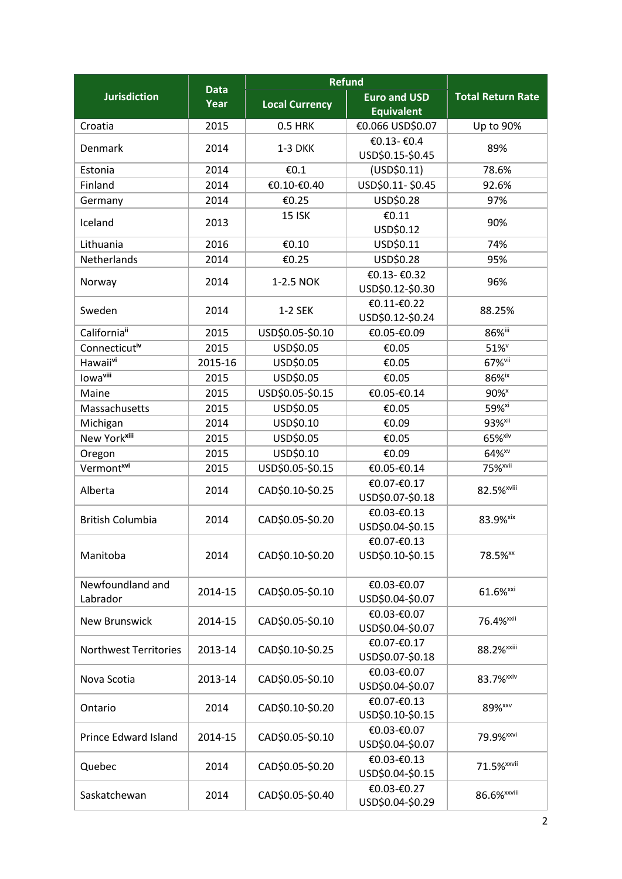| Jurisdiction | Data Year | Refund | | Total Return Rate |
|---|---|---|---|---|
| | | Local Currency | Euro and USD Equivalent | |
| Croatia | 2015 | 0.5 HRK | €0.066 USD$0.07 | Up to 90% |
| Denmark | 2014 | 1-3 DKK | €0.13- €0.4 USD$0.15-$0.45 | 89% |
| Estonia | 2014 | €0.1 | (USD$0.11) | 78.6% |
| Finland | 2014 | €0.10-€0.40 | USD$0.11- $0.45 | 92.6% |
| Germany | 2014 | €0.25 | USD$0.28 | 97% |
| Iceland | 2013 | 15 ISK | €0.11 USD$0.12 | 90% |
| Lithuania | 2016 | €0.10 | USD$0.11 | 74% |
| Netherlands | 2014 | €0.25 | USD$0.28 | 95% |
| Norway | 2014 | 1-2.5 NOK | €0.13- €0.32 USD$0.12-$0.30 | 96% |
| Sweden | 2014 | 1-2 SEK | €0.11-€0.22 USD$0.12-$0.24 | 88.25% |
| California[ii] | 2015 | USD$0.05-$0.10 | €0.05-€0.09 | 86%[iii] |
| Connecticut[iv] | 2015 | USD$0.05 | €0.05 | 51%[v] |
| Hawaii[vi] | 2015-16 | USD$0.05 | €0.05 | 67%[vii] |
| Iowa[viii] | 2015 | USD$0.05 | €0.05 | 86%[ix] |
| Maine | 2015 | USD$0.05-$0.15 | €0.05-€0.14 | 90%[x] |
| Massachusetts | 2015 | USD$0.05 | €0.05 | 59%[xi] |
| Michigan | 2014 | USD$0.10 | €0.09 | 93%[xii] |
| New York[xiii] | 2015 | USD$0.05 | €0.05 | 65%[xiv] |
| Oregon | 2015 | USD$0.10 | €0.09 | 64%[xv] |
| Vermont[xvi] | 2015 | USD$0.05-$0.15 | €0.05-€0.14 | 75%[xvii] |
| Alberta | 2014 | CAD$0.10-$0.25 | €0.07-€0.17 USD$0.07-$0.18 | 82.5%[xviii] |
| British Columbia | 2014 | CAD$0.05-$0.20 | €0.03-€0.13 USD$0.04-$0.15 | 83.9%[xix] |
| Manitoba | 2014 | CAD$0.10-$0.20 | €0.07-€0.13 USD$0.10-$0.15 | 78.5%[xx] |
| Newfoundland and Labrador | 2014-15 | CAD$0.05-$0.10 | €0.03-€0.07 USD$0.04-$0.07 | 61.6%[xxi] |
| New Brunswick | 2014-15 | CAD$0.05-$0.10 | €0.03-€0.07 USD$0.04-$0.07 | 76.4%[xxii] |
| Northwest Territories | 2013-14 | CAD$0.10-$0.25 | €0.07-€0.17 USD$0.07-$0.18 | 88.2%[xxiii] |
| Nova Scotia | 2013-14 | CAD$0.05-$0.10 | €0.03-€0.07 USD$0.04-$0.07 | 83.7%[xxiv] |
| Ontario | 2014 | CAD$0.10-$0.20 | €0.07-€0.13 USD$0.10-$0.15 | 89%[xxv] |
| Prince Edward Island | 2014-15 | CAD$0.05-$0.10 | €0.03-€0.07 USD$0.04-$0.07 | 79.9%[xxvi] |
| Quebec | 2014 | CAD$0.05-$0.20 | €0.03-€0.13 USD$0.04-$0.15 | 71.5%[xxvii] |
| Saskatchewan | 2014 | CAD$0.05-$0.40 | €0.03-€0.27 USD$0.04-$0.29 | 86.6%[xxviii] |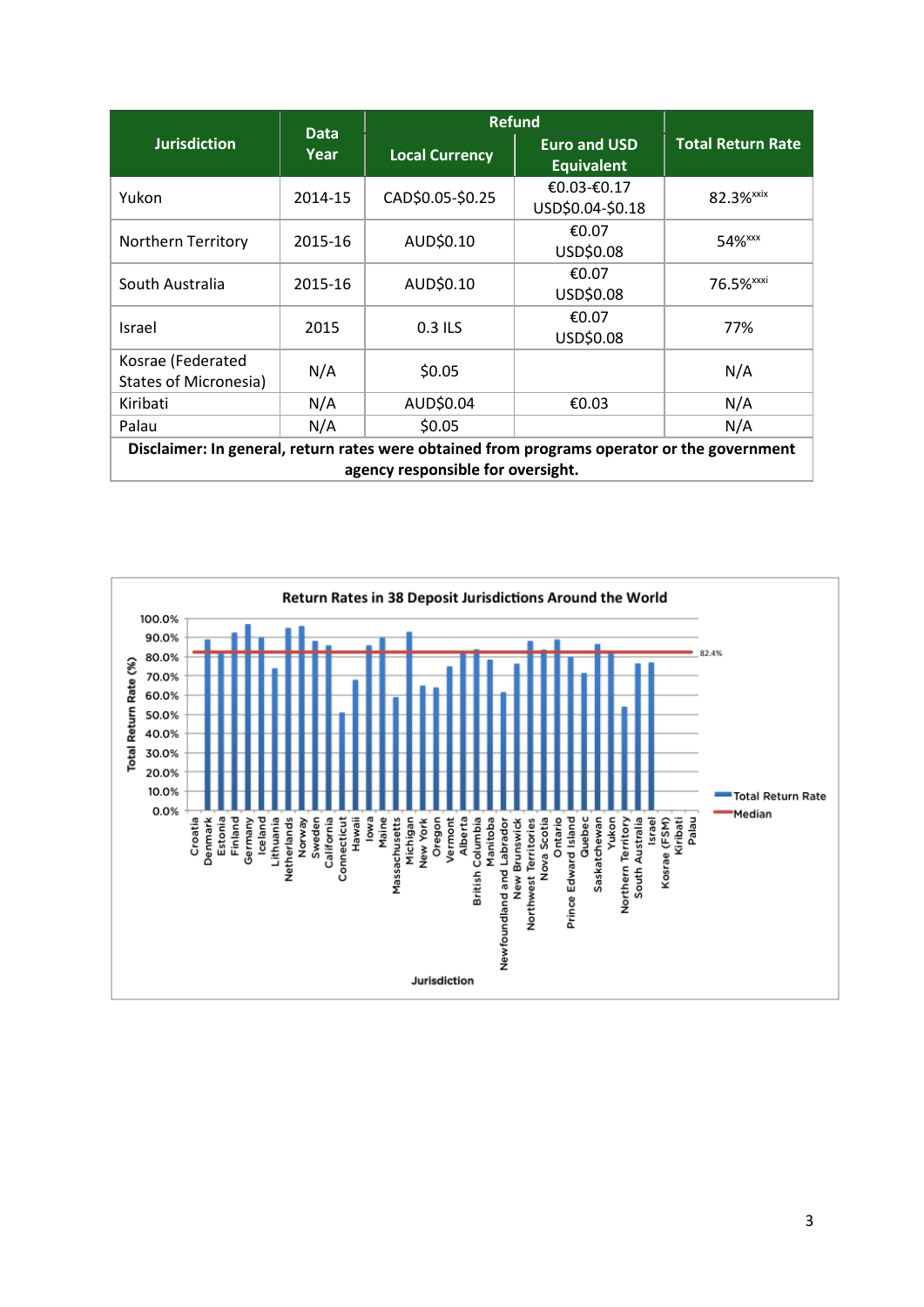| Jurisdiction | Data Year | Refund | | Total Return Rate |
|---|---|---|---|---|
| | | Local Currency | Euro and USD Equivalent | |
| Yukon | 2014-15 | CAD$0.05-$0.25 | €0.03-€0.17 USD$0.04-$0.18 | 82.3%[xxix] |
| Northern Territory | 2015-16 | AUD$0.10 | €0.07 USD$0.08 | 54%[xxx] |
| South Australia | 2015-16 | AUD$0.10 | €0.07 USD$0.08 | 76.5%[xxxi] |
| Israel | 2015 | 0.3 ILS | €0.07 USD$0.08 | 77% |
| Kosrae (Federated States of Micronesia) | N/A | $0.05 | | N/A |
| Kiribati | N/A | AUD$0.04 | €0.03 | N/A |
| Palau | N/A | $0.05 | | N/A |
| **Disclaimer: In general, return rates were obtained from programs operator or the government agency responsible for oversight.** | | | | |

**Return Rates in 38 Deposit Jurisdictions Around the World**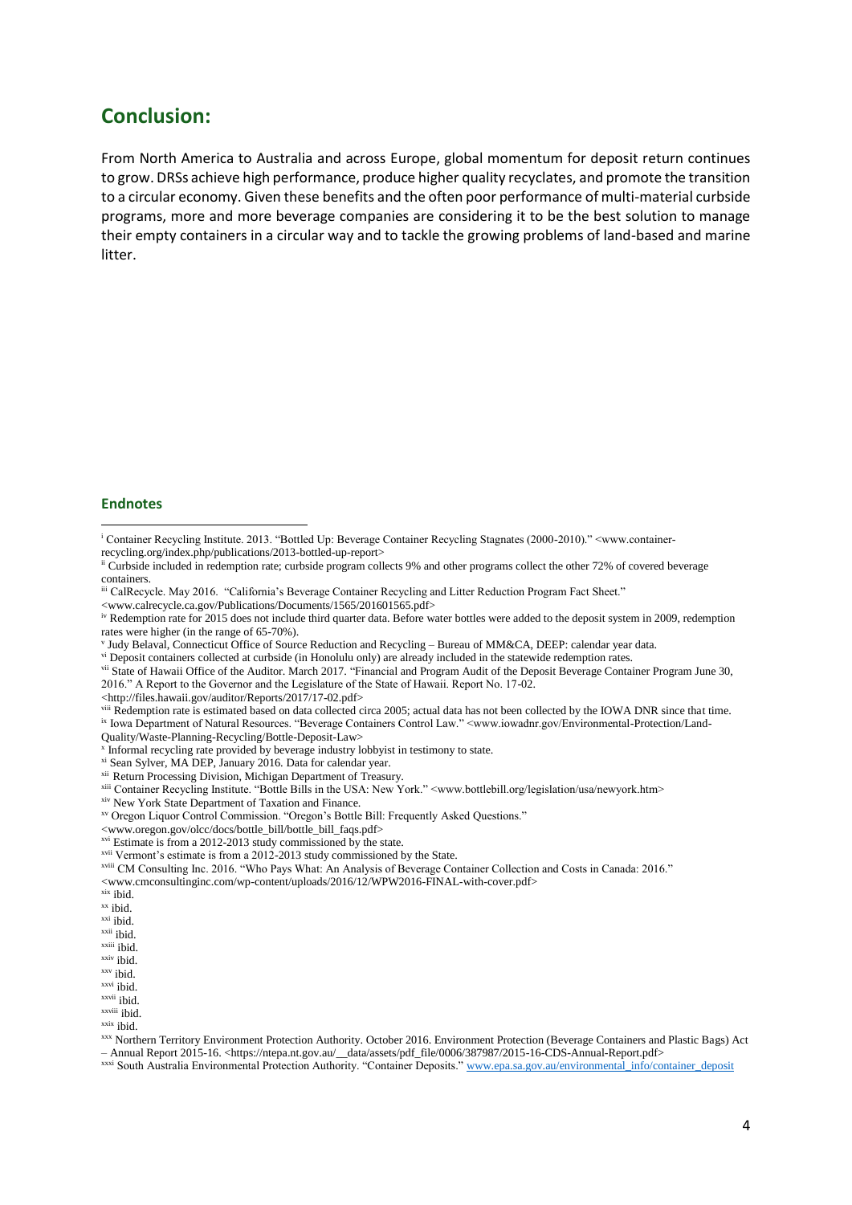## Conclusion:

From North America to Australia and across Europe, global momentum for deposit return continues to grow. DRSs achieve high performance, produce higher quality recyclates, and promote the transition to a circular economy. Given these benefits and the often poor performance of multi-material curbside programs, more and more beverage companies are considering it to be the best solution to manage their empty containers in a circular way and to tackle the growing problems of land-based and marine litter.

### Endnotes

[i] Container Recycling Institute. 2013. "Bottled Up: Beverage Container Recycling Stagnates (2000-2010)." <www.container-recycling.org/index.php/publications/2013-bottled-up-report>

[ii] Curbside included in redemption rate; curbside program collects 9% and other programs collect the other 72% of covered beverage containers.

[iii] CalRecycle. May 2016. "California's Beverage Container Recycling and Litter Reduction Program Fact Sheet." <www.calrecycle.ca.gov/Publications/Documents/1565/201601565.pdf>

[iv] Redemption rate for 2015 does not include third quarter data. Before water bottles were added to the deposit system in 2009, redemption rates were higher (in the range of 65-70%).

[v] Judy Belaval, Connecticut Office of Source Reduction and Recycling – Bureau of MM&CA, DEEP: calendar year data.

[vi] Deposit containers collected at curbside (in Honolulu only) are already included in the statewide redemption rates.

[vii] State of Hawaii Office of the Auditor. March 2017. "Financial and Program Audit of the Deposit Beverage Container Program June 30, 2016." A Report to the Governor and the Legislature of the State of Hawaii. Report No. 17-02. <http://files.hawaii.gov/auditor/Reports/2017/17-02.pdf>

[viii] Redemption rate is estimated based on data collected circa 2005; actual data has not been collected by the IOWA DNR since that time.

[ix] Iowa Department of Natural Resources. "Beverage Containers Control Law." <www.iowadnr.gov/Environmental-Protection/Land-Quality/Waste-Planning-Recycling/Bottle-Deposit-Law>

[x] Informal recycling rate provided by beverage industry lobbyist in testimony to state.

[xi] Sean Sylver, MA DEP, January 2016. Data for calendar year.

[xii] Return Processing Division, Michigan Department of Treasury.

[xiii] Container Recycling Institute. "Bottle Bills in the USA: New York." <www.bottlebill.org/legislation/usa/newyork.htm>

[xiv] New York State Department of Taxation and Finance.

[xv] Oregon Liquor Control Commission. "Oregon's Bottle Bill: Frequently Asked Questions." <www.oregon.gov/olcc/docs/bottle_bill/bottle_bill_faqs.pdf>

[xvi] Estimate is from a 2012-2013 study commissioned by the state.

[xvii] Vermont's estimate is from a 2012-2013 study commissioned by the State.

[xviii] CM Consulting Inc. 2016. "Who Pays What: An Analysis of Beverage Container Collection and Costs in Canada: 2016." <www.cmconsultinginc.com/wp-content/uploads/2016/12/WPW2016-FINAL-with-cover.pdf>

[xix] ibid.

[xx] ibid.

[xxi] ibid.

[xxii] ibid.

[xxiii] ibid.

[xxiv] ibid.

[xxv] ibid.

[xxvi] ibid.

[xxvii] ibid.

[xxviii] ibid.

[xxix] ibid.

[xxx] Northern Territory Environment Protection Authority. October 2016. Environment Protection (Beverage Containers and Plastic Bags) Act – Annual Report 2015-16. <https://ntepa.nt.gov.au/__data/assets/pdf_file/0006/387987/2015-16-CDS-Annual-Report.pdf>

[xxxi] South Australia Environmental Protection Authority. "Container Deposits." www.epa.sa.gov.au/environmental_info/container_deposit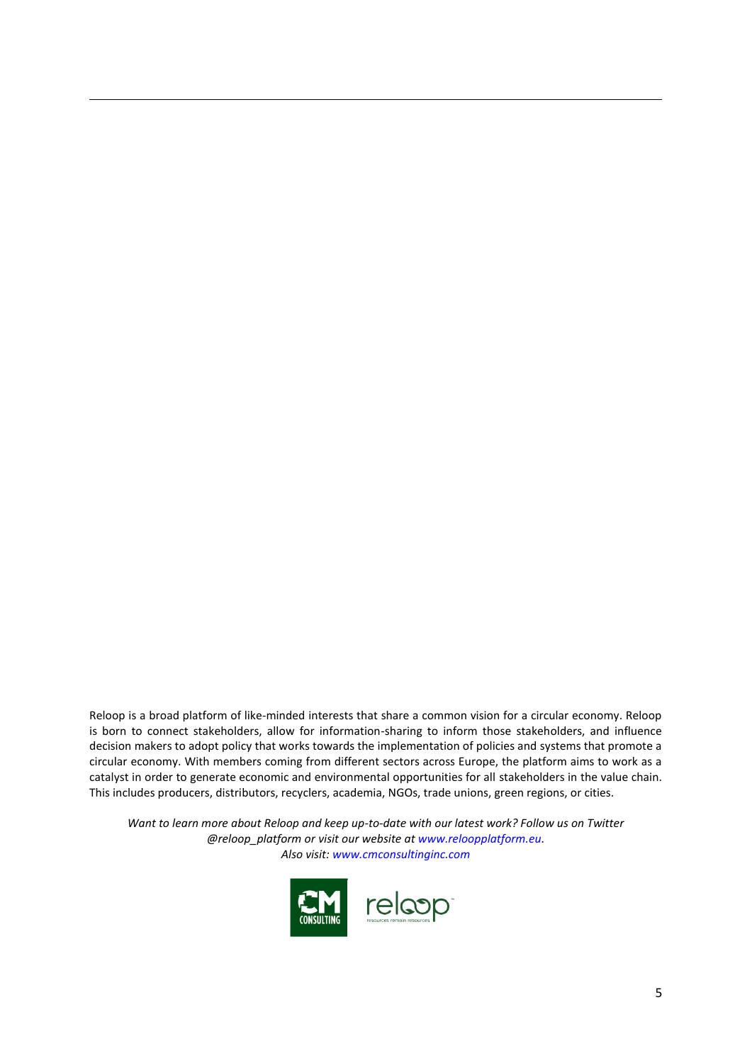Reloop is a broad platform of like-minded interests that share a common vision for a circular economy. Reloop is born to connect stakeholders, allow for information-sharing to inform those stakeholders, and influence decision makers to adopt policy that works towards the implementation of policies and systems that promote a circular economy. With members coming from different sectors across Europe, the platform aims to work as a catalyst in order to generate economic and environmental opportunities for all stakeholders in the value chain. This includes producers, distributors, recyclers, academia, NGOs, trade unions, green regions, or cities.

*Want to learn more about Reloop and keep up-to-date with our latest work? Follow us on Twitter @reloop_platform or visit our website at www.reloopplatform.eu.*
*Also visit: www.cmconsultinginc.com*